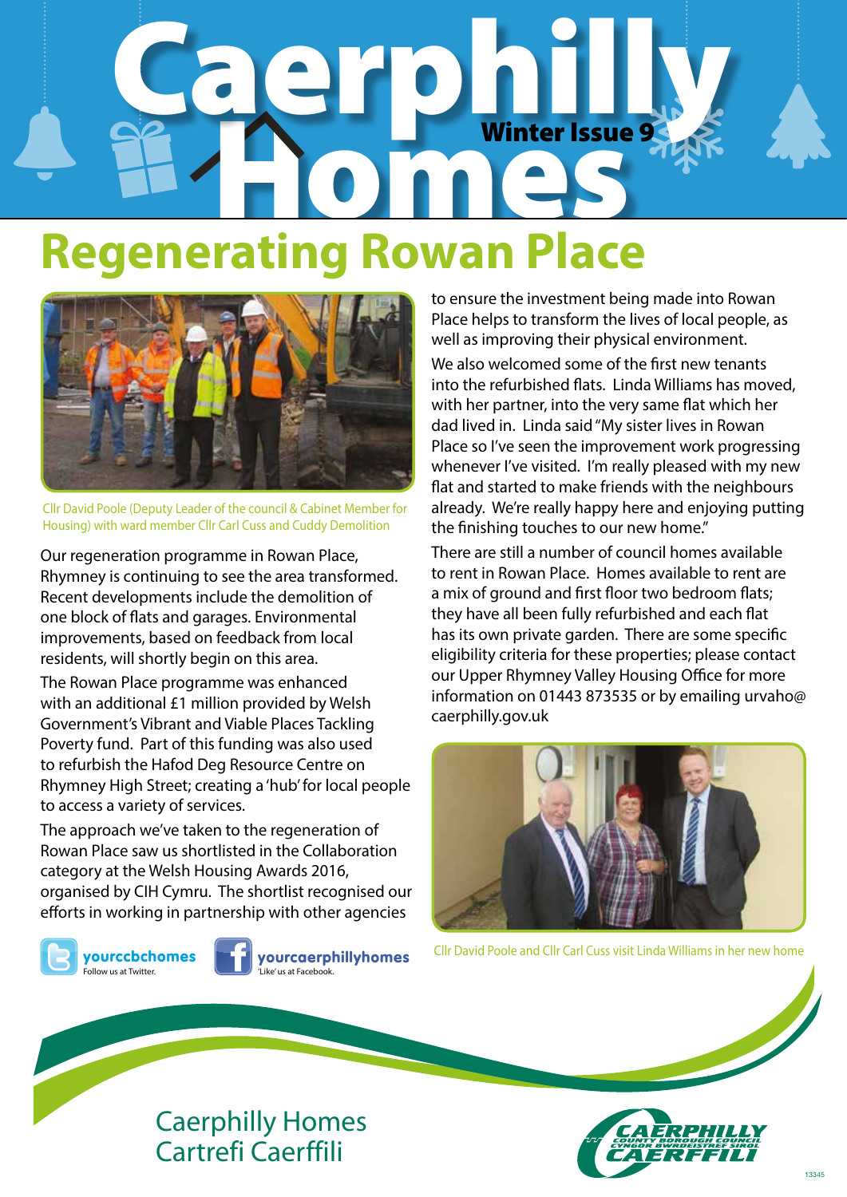# Caerphilly Homes

Winter Issue 9

## Regenerating Rowan Place

Cllr David Poole (Deputy Leader of the council & Cabinet Member for Housing) with ward member Cllr Carl Cuss and Cuddy Demolition

Our regeneration programme in Rowan Place, Rhymney is continuing to see the area transformed. Recent developments include the demolition of one block of flats and garages. Environmental improvements, based on feedback from local residents, will shortly begin on this area.

The Rowan Place programme was enhanced with an additional £1 million provided by Welsh Government's Vibrant and Viable Places Tackling Poverty fund. Part of this funding was also used to refurbish the Hafod Deg Resource Centre on Rhymney High Street; creating a 'hub' for local people to access a variety of services.

The approach we've taken to the regeneration of Rowan Place saw us shortlisted in the Collaboration category at the Welsh Housing Awards 2016, organised by CIH Cymru. The shortlist recognised our efforts in working in partnership with other agencies to ensure the investment being made into Rowan Place helps to transform the lives of local people, as well as improving their physical environment.

We also welcomed some of the first new tenants into the refurbished flats. Linda Williams has moved, with her partner, into the very same flat which her dad lived in. Linda said "My sister lives in Rowan Place so I've seen the improvement work progressing whenever I've visited. I'm really pleased with my new flat and started to make friends with the neighbours already. We're really happy here and enjoying putting the finishing touches to our new home."

There are still a number of council homes available to rent in Rowan Place. Homes available to rent are a mix of ground and first floor two bedroom flats; they have all been fully refurbished and each flat has its own private garden. There are some specific eligibility criteria for these properties; please contact our Upper Rhymney Valley Housing Office for more information on 01443 873535 or by emailing urvaho@caerphilly.gov.uk

Cllr David Poole and Cllr Carl Cuss visit Linda Williams in her new home

**yourccbchomes** Follow us at Twitter.

**yourcaerphillyhomes** 'Like' us at Facebook.

Caerphilly Homes
Cartrefi Caerffili

Caerphilly County Borough Council
Cyngor Bwrdeistref Sirol Caerffili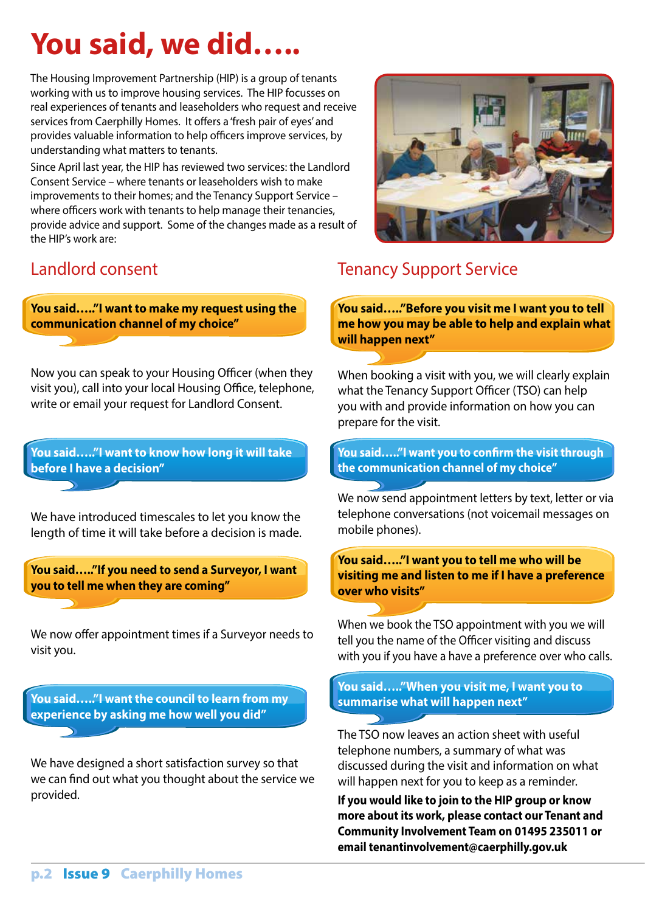# You said, we did…..

The Housing Improvement Partnership (HIP) is a group of tenants working with us to improve housing services. The HIP focusses on real experiences of tenants and leaseholders who request and receive services from Caerphilly Homes. It offers a 'fresh pair of eyes' and provides valuable information to help officers improve services, by understanding what matters to tenants.

Since April last year, the HIP has reviewed two services: the Landlord Consent Service – where tenants or leaseholders wish to make improvements to their homes; and the Tenancy Support Service – where officers work with tenants to help manage their tenancies, provide advice and support. Some of the changes made as a result of the HIP's work are:

## Landlord consent

**You said….."I want to make my request using the communication channel of my choice"**

Now you can speak to your Housing Officer (when they visit you), call into your local Housing Office, telephone, write or email your request for Landlord Consent.

**You said….."I want to know how long it will take before I have a decision"**

We have introduced timescales to let you know the length of time it will take before a decision is made.

**You said….."If you need to send a Surveyor, I want you to tell me when they are coming"**

We now offer appointment times if a Surveyor needs to visit you.

**You said….."I want the council to learn from my experience by asking me how well you did"**

We have designed a short satisfaction survey so that we can find out what you thought about the service we provided.

## Tenancy Support Service

**You said….."Before you visit me I want you to tell me how you may be able to help and explain what will happen next"**

When booking a visit with you, we will clearly explain what the Tenancy Support Officer (TSO) can help you with and provide information on how you can prepare for the visit.

**You said….."I want you to confirm the visit through the communication channel of my choice"**

We now send appointment letters by text, letter or via telephone conversations (not voicemail messages on mobile phones).

**You said….."I want you to tell me who will be visiting me and listen to me if I have a preference over who visits"**

When we book the TSO appointment with you we will tell you the name of the Officer visiting and discuss with you if you have a have a preference over who calls.

**You said….."When you visit me, I want you to summarise what will happen next"**

The TSO now leaves an action sheet with useful telephone numbers, a summary of what was discussed during the visit and information on what will happen next for you to keep as a reminder.

**If you would like to join to the HIP group or know more about its work, please contact our Tenant and Community Involvement Team on 01495 235011 or email tenantinvolvement@caerphilly.gov.uk**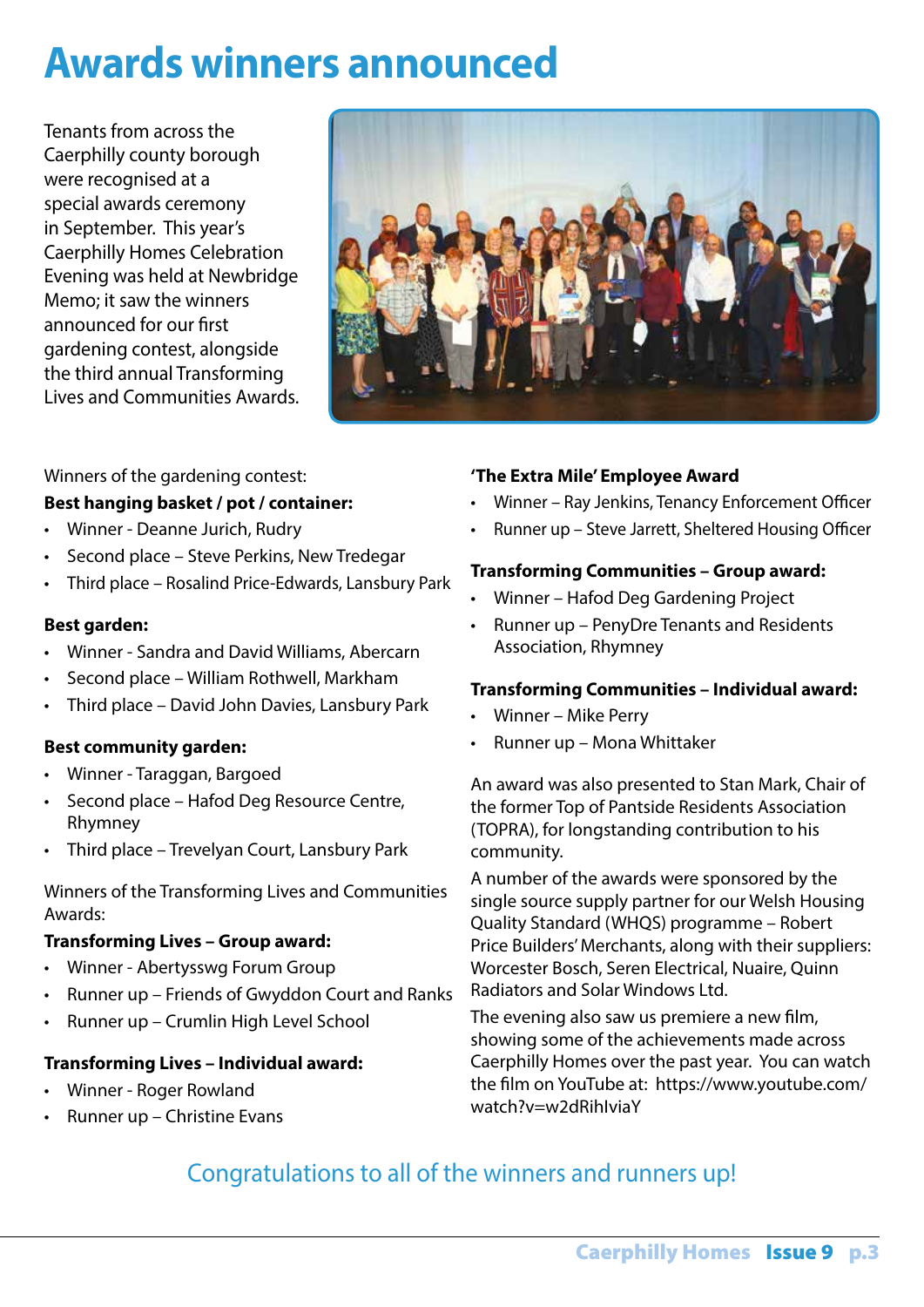# Awards winners announced

Tenants from across the Caerphilly county borough were recognised at a special awards ceremony in September. This year's Caerphilly Homes Celebration Evening was held at Newbridge Memo; it saw the winners announced for our first gardening contest, alongside the third annual Transforming Lives and Communities Awards.

Winners of the gardening contest:

**Best hanging basket / pot / container:**

- Winner - Deanne Jurich, Rudry
- Second place – Steve Perkins, New Tredegar
- Third place – Rosalind Price-Edwards, Lansbury Park

**Best garden:**

- Winner - Sandra and David Williams, Abercarn
- Second place – William Rothwell, Markham
- Third place – David John Davies, Lansbury Park

**Best community garden:**

- Winner - Taraggan, Bargoed
- Second place – Hafod Deg Resource Centre, Rhymney
- Third place – Trevelyan Court, Lansbury Park

Winners of the Transforming Lives and Communities Awards:

**Transforming Lives – Group award:**

- Winner - Abertysswg Forum Group
- Runner up – Friends of Gwyddon Court and Ranks
- Runner up – Crumlin High Level School

**Transforming Lives – Individual award:**

- Winner - Roger Rowland
- Runner up – Christine Evans

**'The Extra Mile' Employee Award**

- Winner – Ray Jenkins, Tenancy Enforcement Officer
- Runner up – Steve Jarrett, Sheltered Housing Officer

**Transforming Communities – Group award:**

- Winner – Hafod Deg Gardening Project
- Runner up – PenyDre Tenants and Residents Association, Rhymney

**Transforming Communities – Individual award:**

- Winner – Mike Perry
- Runner up – Mona Whittaker

An award was presented to Stan Mark, Chair of the former Top of Pantside Residents Association (TOPRA), for longstanding contribution to his community.

A number of the awards were sponsored by the single source supply partner for our Welsh Housing Quality Standard (WHQS) programme – Robert Price Builders' Merchants, along with their suppliers: Worcester Bosch, Seren Electrical, Nuaire, Quinn Radiators and Solar Windows Ltd.

The evening also saw us premiere a new film, showing some of the achievements made across Caerphilly Homes over the past year. You can watch the film on YouTube at: https://www.youtube.com/watch?v=w2dRihIviaY

Congratulations to all of the winners and runners up!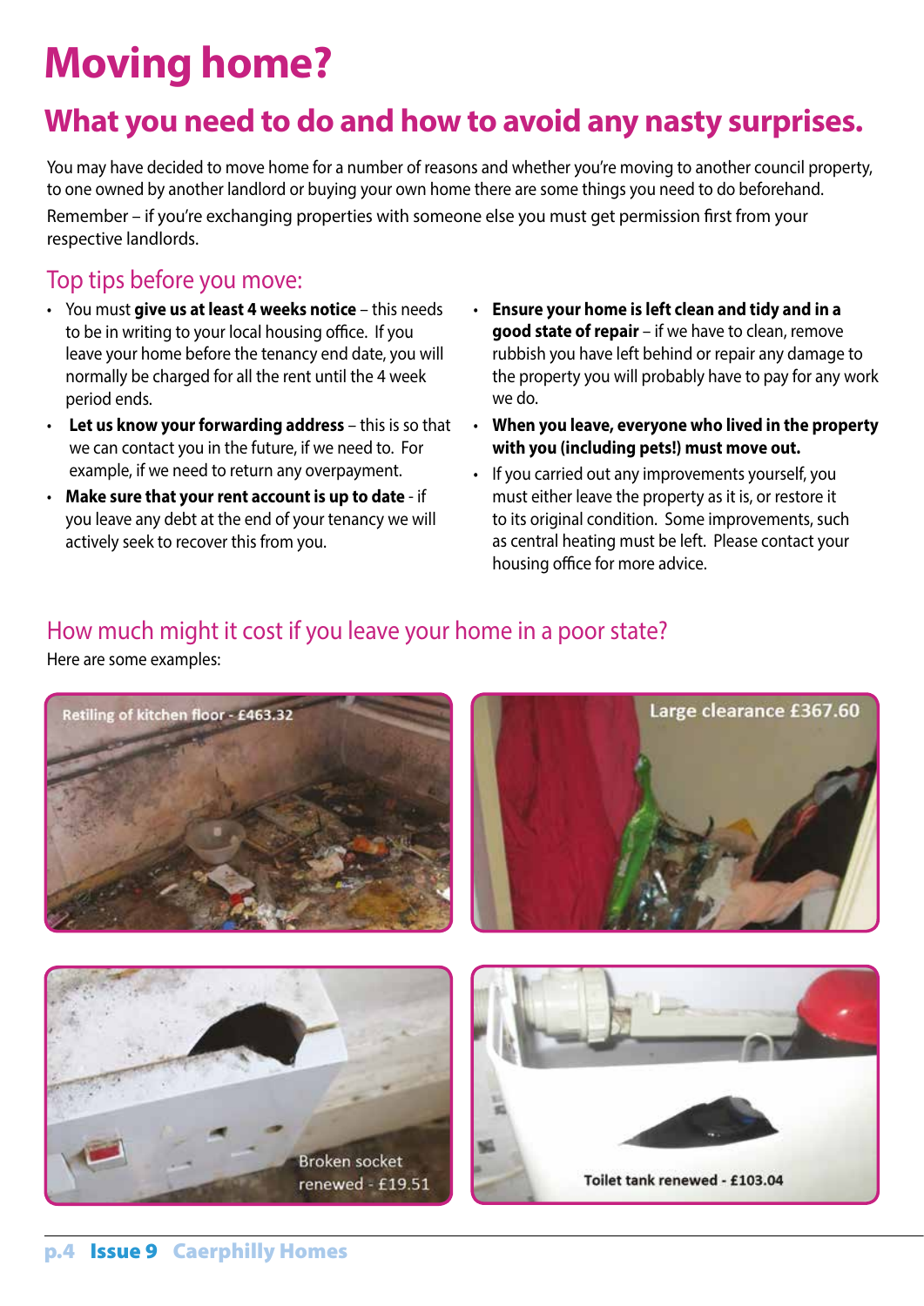# Moving home?

## What you need to do and how to avoid any nasty surprises.

You may have decided to move home for a number of reasons and whether you're moving to another council property, to one owned by another landlord or buying your own home there are some things you need to do beforehand.

Remember – if you're exchanging properties with someone else you must get permission first from your respective landlords.

### Top tips before you move:

- You must **give us at least 4 weeks notice** – this needs to be in writing to your local housing office. If you leave your home before the tenancy end date, you will normally be charged for all the rent until the 4 week period ends.
- **Let us know your forwarding address** – this is so that we can contact you in the future, if we need to. For example, if we need to return any overpayment.
- **Make sure that your rent account is up to date** - if you leave any debt at the end of your tenancy we will actively seek to recover this from you.
- **Ensure your home is left clean and tidy and in a good state of repair** – if we have to clean, remove rubbish you have left behind or repair any damage to the property you will probably have to pay for any work we do.
- **When you leave, everyone who lived in the property with you (including pets!) must move out.**
- If you carried out any improvements yourself, you must either leave the property as it is, or restore it to its original condition. Some improvements, such as central heating must be left. Please contact your housing office for more advice.

### How much might it cost if you leave your home in a poor state?

Here are some examples:

Retiling of kitchen floor - £463.32

Large clearance £367.60

Broken socket renewed - £19.51

Toilet tank renewed - £103.04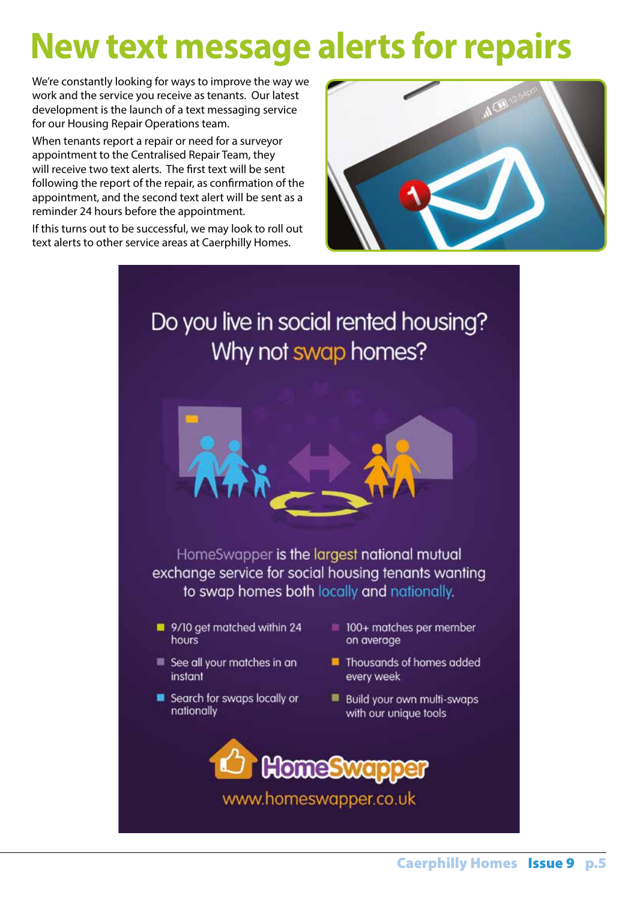# New text message alerts for repairs

We're constantly looking for ways to improve the way we work and the service you receive as tenants. Our latest development is the launch of a text messaging service for our Housing Repair Operations team.

When tenants report a repair or need for a surveyor appointment to the Centralised Repair Team, they will receive two text alerts. The first text will be sent following the report of the repair, as confirmation of the appointment, and the second text alert will be sent as a reminder 24 hours before the appointment.

If this turns out to be successful, we may look to roll out text alerts to other service areas at Caerphilly Homes.

## Do you live in social rented housing? Why not swap homes?

HomeSwapper is the largest national mutual exchange service for social housing tenants wanting to swap homes both locally and nationally.

- 9/10 get matched within 24 hours
- See all your matches in an instant
- Search for swaps locally or nationally
- 100+ matches per member on average
- Thousands of homes added every week
- Build your own multi-swaps with our unique tools

HomeSwapper

www.homeswapper.co.uk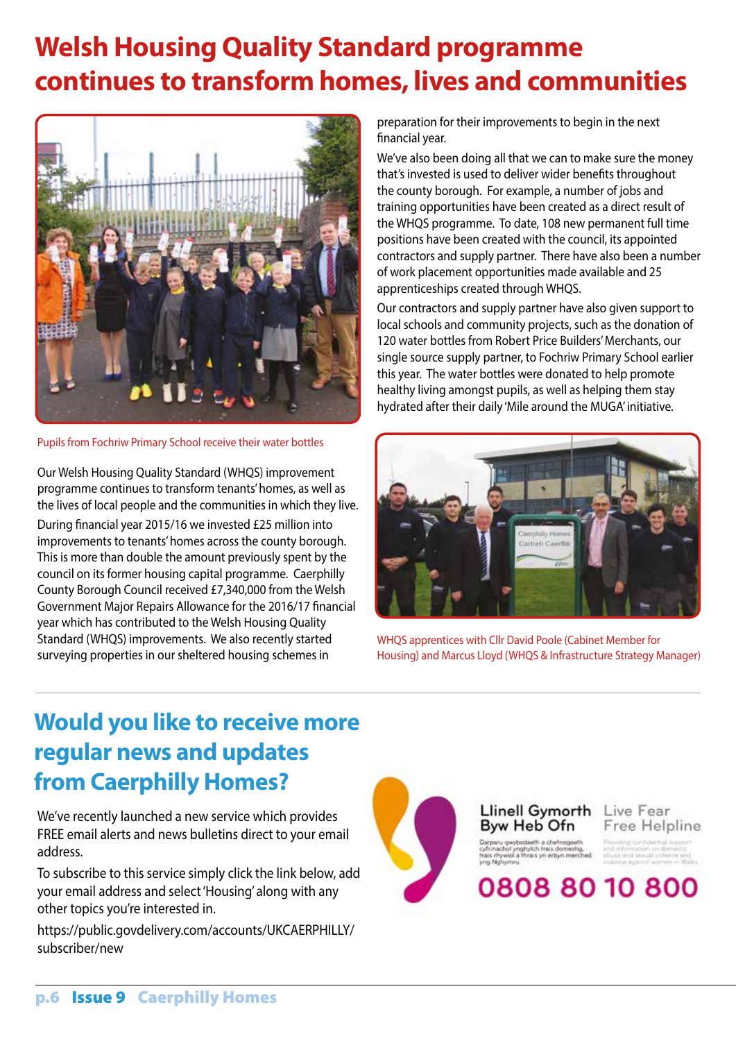# Welsh Housing Quality Standard programme continues to transform homes, lives and communities

Pupils from Fochriw Primary School receive their water bottles

Our Welsh Housing Quality Standard (WHQS) improvement programme continues to transform tenants' homes, as well as the lives of local people and the communities in which they live.

During financial year 2015/16 we invested £25 million into improvements to tenants' homes across the county borough. This is more than double the amount previously spent by the council on its former housing capital programme. Caerphilly County Borough Council received £7,340,000 from the Welsh Government Major Repairs Allowance for the 2016/17 financial year which has contributed to the Welsh Housing Quality Standard (WHQS) improvements. We also recently started surveying properties in our sheltered housing schemes in preparation for their improvements to begin in the next financial year.

We've also been doing all that we can to make sure the money that's invested is used to deliver wider benefits throughout the county borough. For example, a number of jobs and training opportunities have been created as a direct result of the WHQS programme. To date, 108 new permanent full time positions have been created with the council, its appointed contractors and supply partner. There have also been a number of work placement opportunities made available and 25 apprenticeships created through WHQS.

Our contractors and supply partner have also given support to local schools and community projects, such as the donation of 120 water bottles from Robert Price Builders' Merchants, our single source supply partner, to Fochriw Primary School earlier this year. The water bottles were donated to help promote healthy living amongst pupils, as well as helping them stay hydrated after their daily 'Mile around the MUGA' initiative.

WHQS apprentices with Cllr David Poole (Cabinet Member for Housing) and Marcus Lloyd (WHQS & Infrastructure Strategy Manager)

## Would you like to receive more regular news and updates from Caerphilly Homes?

We've recently launched a new service which provides FREE email alerts and news bulletins direct to your email address.

To subscribe to this service simply click the link below, add your email address and select 'Housing' along with any other topics you're interested in.

https://public.govdelivery.com/accounts/UKCAERPHILLY/subscriber/new

**Llinell Gymorth Byw Heb Ofn** | **Live Fear Free Helpline**

Darparu gwybodaeth a chefnogaeth cyfrinachol ynghylch trais domestig, trais rhywiol a thrais yn erbyn merched yng Nghymru

Providing confidential support and information on domestic abuse and sexual violence and violence against women in Wales

**0808 80 10 800**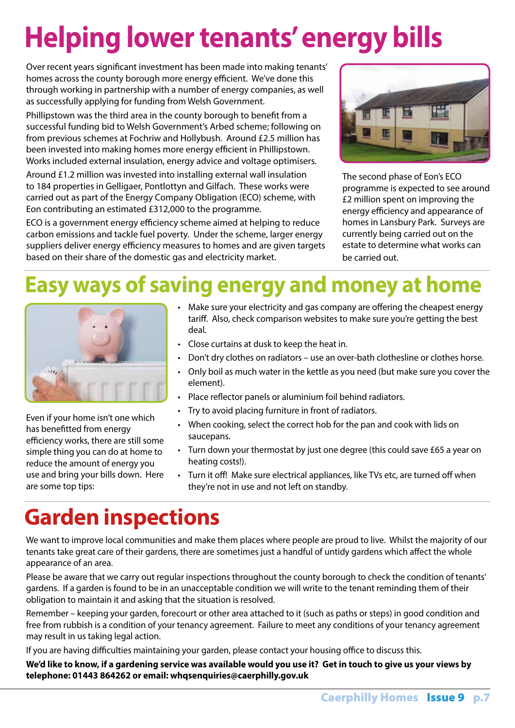# Helping lower tenants' energy bills

Over recent years significant investment has been made into making tenants' homes across the county borough more energy efficient. We've done this through working in partnership with a number of energy companies, as well as successfully applying for funding from Welsh Government.

Phillipstown was the third area in the county borough to benefit from a successful funding bid to Welsh Government's Arbed scheme; following on from previous schemes at Fochriw and Hollybush. Around £2.5 million has been invested into making homes more energy efficient in Phillipstown. Works included external insulation, energy advice and voltage optimisers.

Around £1.2 million was invested into installing external wall insulation to 184 properties in Gelligaer, Pontlottyn and Gilfach. These works were carried out as part of the Energy Company Obligation (ECO) scheme, with Eon contributing an estimated £312,000 to the programme.

ECO is a government energy efficiency scheme aimed at helping to reduce carbon emissions and tackle fuel poverty. Under the scheme, larger energy suppliers deliver energy efficiency measures to homes and are given targets based on their share of the domestic gas and electricity market.

The second phase of Eon's ECO programme is expected to see around £2 million spent on improving the energy efficiency and appearance of homes in Lansbury Park. Surveys are currently being carried out on the estate to determine what works can be carried out.

# Easy ways of saving energy and money at home

Even if your home isn't one which has benefitted from energy efficiency works, there are still some simple thing you can do at home to reduce the amount of energy you use and bring your bills down. Here are some top tips:

- Make sure your electricity and gas company are offering the cheapest energy tariff. Also, check comparison websites to make sure you're getting the best deal.
- Close curtains at dusk to keep the heat in.
- Don't dry clothes on radiators – use an over-bath clothesline or clothes horse.
- Only boil as much water in the kettle as you need (but make sure you cover the element).
- Place reflector panels or aluminium foil behind radiators.
- Try to avoid placing furniture in front of radiators.
- When cooking, select the correct hob for the pan and cook with lids on saucepans.
- Turn down your thermostat by just one degree (this could save £65 a year on heating costs!).
- Turn it off! Make sure electrical appliances, like TVs etc, are turned off when they're not in use and not left on standby.

# Garden inspections

We want to improve local communities and make them places where people are proud to live. Whilst the majority of our tenants take great care of their gardens, there are sometimes just a handful of untidy gardens which affect the whole appearance of an area.

Please be aware that we carry out regular inspections throughout the county borough to check the condition of tenants' gardens. If a garden is found to be in an unacceptable condition we will write to the tenant reminding them of their obligation to maintain it and asking that the situation is resolved.

Remember – keeping your garden, forecourt or other area attached to it (such as paths or steps) in good condition and free from rubbish is a condition of your tenancy agreement. Failure to meet any conditions of your tenancy agreement may result in us taking legal action.

If you are having difficulties maintaining your garden, please contact your housing office to discuss this.

**We'd like to know, if a gardening service was available would you use it? Get in touch to give us your views by telephone: 01443 864262 or email: whqsenquiries@caerphilly.gov.uk**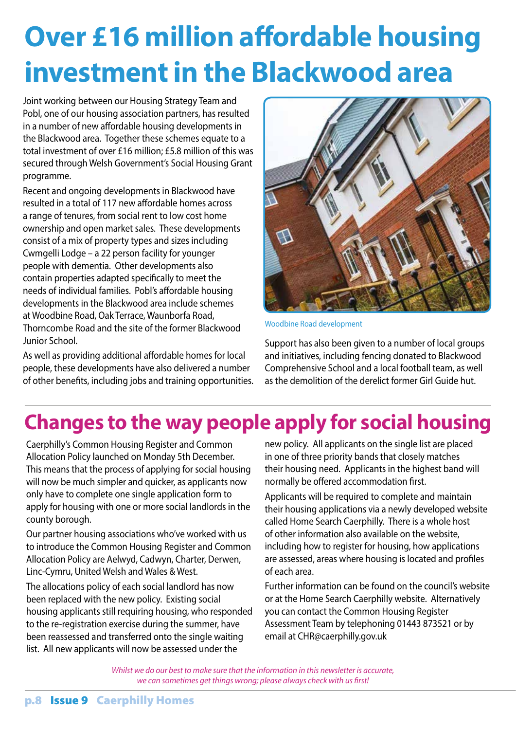# Over £16 million affordable housing investment in the Blackwood area

Joint working between our Housing Strategy Team and Pobl, one of our housing association partners, has resulted in a number of new affordable housing developments in the Blackwood area. Together these schemes equate to a total investment of over £16 million; £5.8 million of this was secured through Welsh Government's Social Housing Grant programme.

Recent and ongoing developments in Blackwood have resulted in a total of 117 new affordable homes across a range of tenures, from social rent to low cost home ownership and open market sales. These developments consist of a mix of property types and sizes including Cwmgelli Lodge – a 22 person facility for younger people with dementia. Other developments also contain properties adapted specifically to meet the needs of individual families. Pobl's affordable housing developments in the Blackwood area include schemes at Woodbine Road, Oak Terrace, Waunborfa Road, Thorncombe Road and the site of the former Blackwood Junior School.

As well as providing additional affordable homes for local people, these developments have also delivered a number of other benefits, including jobs and training opportunities.

Woodbine Road development

Support has also been given to a number of local groups and initiatives, including fencing donated to Blackwood Comprehensive School and a local football team, as well as the demolition of the derelict former Girl Guide hut.

# Changes to the way people apply for social housing

Caerphilly's Common Housing Register and Common Allocation Policy launched on Monday 5th December. This means that the process of applying for social housing will now be much simpler and quicker, as applicants now only have to complete one single application form to apply for housing with one or more social landlords in the county borough.

Our partner housing associations who've worked with us to introduce the Common Housing Register and Common Allocation Policy are Aelwyd, Cadwyn, Charter, Derwen, Linc-Cymru, United Welsh and Wales & West.

The allocations policy of each social landlord has now been replaced with the new policy. Existing social housing applicants still requiring housing, who responded to the re-registration exercise during the summer, have been reassessed and transferred onto the single waiting list. All new applicants will now be assessed under the new policy. All applicants on the single list are placed in one of three priority bands that closely matches their housing need. Applicants in the highest band will normally be offered accommodation first.

Applicants will be required to complete and maintain their housing applications via a newly developed website called Home Search Caerphilly. There is a whole host of other information also available on the website, including how to register for housing, how applications are assessed, areas where housing is located and profiles of each area.

Further information can be found on the council's website or at the Home Search Caerphilly website. Alternatively you can contact the Common Housing Register Assessment Team by telephoning 01443 873521 or by email at CHR@caerphilly.gov.uk

*Whilst we do our best to make sure that the information in this newsletter is accurate, we can sometimes get things wrong; please always check with us first!*